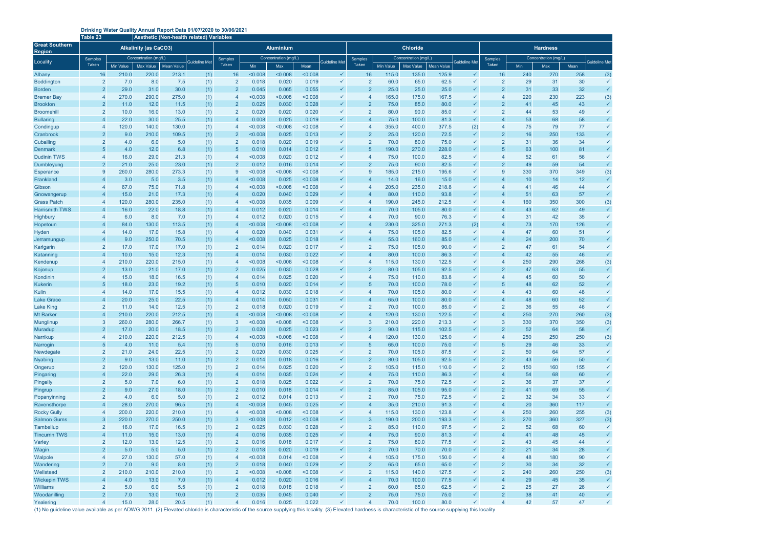**Drinking Water Quality Annual Report Data 01/07/2020 to 30/06/2021**

**Table 23** — **Aesthetic (Non-health related) Variables**

| Great Southern Region | Alkalinity (as CaCO3) | | | | | Aluminium | | | | | Chloride | | | | | Hardness | | | | |
|---|---|---|---|---|---|---|---|---|---|---|---|---|---|---|---|---|---|---|---|---|
| Locality | Samples Taken | Concentration (mg/L) Min Value | Max Value | Mean Value | Guideline Met | Samples Taken | Concentration (mg/L) Min | Max | Mean | Guideline Met | Samples Taken | Concentration (mg/L) Min Value | Max Value | Mean Value | Guideline Met | Samples Taken | Concentration (mg/L) Min | Max | Mean | Guideline Met |
| Albany | 16 | 210.0 | 220.0 | 213.1 | (1) | 16 | <0.008 | <0.008 | <0.008 | ✓ | 16 | 115.0 | 135.0 | 125.9 | ✓ | 16 | 240 | 270 | 258 | (3) |
| Boddington | 2 | 7.0 | 8.0 | 7.5 | (1) | 2 | 0.018 | 0.020 | 0.019 | ✓ | 2 | 60.0 | 65.0 | 62.5 | ✓ | 2 | 29 | 31 | 30 | ✓ |
| Borden | 2 | 29.0 | 31.0 | 30.0 | (1) | 2 | 0.045 | 0.065 | 0.055 | ✓ | 2 | 25.0 | 25.0 | 25.0 | ✓ | 2 | 31 | 33 | 32 | ✓ |
| Bremer Bay | 4 | 270.0 | 290.0 | 275.0 | (1) | 4 | <0.008 | <0.008 | <0.008 | ✓ | 4 | 165.0 | 175.0 | 167.5 | ✓ | 4 | 220 | 230 | 223 | (3) |
| Brookton | 2 | 11.0 | 12.0 | 11.5 | (1) | 2 | 0.025 | 0.030 | 0.028 | ✓ | 2 | 75.0 | 85.0 | 80.0 | ✓ | 2 | 41 | 45 | 43 | ✓ |
| Broomehill | 2 | 10.0 | 16.0 | 13.0 | (1) | 2 | 0.020 | 0.020 | 0.020 | ✓ | 2 | 80.0 | 90.0 | 85.0 | ✓ | 2 | 44 | 53 | 49 | ✓ |
| Bullaring | 4 | 22.0 | 30.0 | 25.5 | (1) | 4 | 0.008 | 0.025 | 0.019 | ✓ | 4 | 75.0 | 100.0 | 81.3 | ✓ | 4 | 53 | 68 | 58 | ✓ |
| Condingup | 4 | 120.0 | 140.0 | 130.0 | (1) | 4 | <0.008 | <0.008 | <0.008 | ✓ | 4 | 355.0 | 400.0 | 377.5 | (2) | 4 | 75 | 79 | 77 | ✓ |
| Cranbrook | 2 | 9.0 | 210.0 | 109.5 | (1) | 2 | <0.008 | 0.025 | 0.013 | ✓ | 2 | 25.0 | 120.0 | 72.5 | ✓ | 2 | 16 | 250 | 133 | ✓ |
| Cuballing | 2 | 4.0 | 6.0 | 5.0 | (1) | 2 | 0.018 | 0.020 | 0.019 | ✓ | 2 | 70.0 | 80.0 | 75.0 | ✓ | 2 | 31 | 36 | 34 | ✓ |
| Denmark | 5 | 4.0 | 12.0 | 6.8 | (1) | 5 | 0.010 | 0.014 | 0.012 | ✓ | 5 | 190.0 | 270.0 | 228.0 | ✓ | 5 | 63 | 100 | 81 | ✓ |
| Dudinin TWS | 4 | 16.0 | 29.0 | 21.3 | (1) | 4 | <0.008 | 0.020 | 0.012 | ✓ | 4 | 75.0 | 100.0 | 82.5 | ✓ | 4 | 52 | 61 | 56 | ✓ |
| Dumbleyung | 2 | 21.0 | 25.0 | 23.0 | (1) | 2 | 0.012 | 0.016 | 0.014 | ✓ | 2 | 75.0 | 90.0 | 82.5 | ✓ | 2 | 49 | 59 | 54 | ✓ |
| Esperance | 9 | 260.0 | 280.0 | 273.3 | (1) | 9 | <0.008 | <0.008 | <0.008 | ✓ | 9 | 185.0 | 215.0 | 195.6 | ✓ | 9 | 330 | 370 | 349 | (3) |
| Frankland | 4 | 3.0 | 5.0 | 3.5 | (1) | 4 | <0.008 | 0.025 | <0.008 | ✓ | 4 | 14.0 | 16.0 | 15.0 | ✓ | 4 | 10 | 14 | 12 | ✓ |
| Gibson | 4 | 67.0 | 75.0 | 71.8 | (1) | 4 | <0.008 | <0.008 | <0.008 | ✓ | 4 | 205.0 | 235.0 | 218.8 | ✓ | 4 | 41 | 46 | 44 | ✓ |
| Gnowangerup | 4 | 15.0 | 21.0 | 17.3 | (1) | 4 | 0.020 | 0.040 | 0.029 | ✓ | 4 | 80.0 | 110.0 | 93.8 | ✓ | 4 | 51 | 63 | 57 | ✓ |
| Grass Patch | 4 | 120.0 | 280.0 | 235.0 | (1) | 4 | <0.008 | 0.035 | 0.009 | ✓ | 4 | 190.0 | 245.0 | 212.5 | ✓ | 4 | 160 | 350 | 300 | (3) |
| Harrismith TWS | 4 | 16.0 | 22.0 | 18.8 | (1) | 4 | 0.012 | 0.020 | 0.014 | ✓ | 4 | 70.0 | 105.0 | 80.0 | ✓ | 4 | 43 | 62 | 49 | ✓ |
| Highbury | 4 | 6.0 | 8.0 | 7.0 | (1) | 4 | 0.012 | 0.020 | 0.015 | ✓ | 4 | 70.0 | 90.0 | 76.3 | ✓ | 4 | 31 | 42 | 35 | ✓ |
| Hopetoun | 4 | 84.0 | 130.0 | 113.5 | (1) | 4 | <0.008 | <0.008 | <0.008 | ✓ | 4 | 230.0 | 325.0 | 271.3 | (2) | 4 | 73 | 170 | 126 | ✓ |
| Hyden | 4 | 14.0 | 17.0 | 15.8 | (1) | 4 | 0.020 | 0.040 | 0.031 | ✓ | 4 | 75.0 | 105.0 | 82.5 | ✓ | 4 | 47 | 60 | 51 | ✓ |
| Jerramungup | 4 | 9.0 | 250.0 | 70.5 | (1) | 4 | <0.008 | 0.025 | 0.018 | ✓ | 4 | 55.0 | 160.0 | 85.0 | ✓ | 4 | 24 | 200 | 70 | ✓ |
| Karlgarin | 2 | 17.0 | 17.0 | 17.0 | (1) | 2 | 0.014 | 0.020 | 0.017 | ✓ | 2 | 75.0 | 105.0 | 90.0 | ✓ | 2 | 47 | 61 | 54 | ✓ |
| Katanning | 4 | 10.0 | 15.0 | 12.3 | (1) | 4 | 0.014 | 0.030 | 0.022 | ✓ | 4 | 80.0 | 100.0 | 86.3 | ✓ | 4 | 42 | 55 | 46 | ✓ |
| Kendenup | 4 | 210.0 | 220.0 | 215.0 | (1) | 4 | <0.008 | <0.008 | <0.008 | ✓ | 4 | 115.0 | 130.0 | 122.5 | ✓ | 4 | 250 | 290 | 268 | (3) |
| Kojonup | 2 | 13.0 | 21.0 | 17.0 | (1) | 2 | 0.025 | 0.030 | 0.028 | ✓ | 2 | 80.0 | 105.0 | 92.5 | ✓ | 2 | 47 | 63 | 55 | ✓ |
| Kondinin | 4 | 15.0 | 18.0 | 16.5 | (1) | 4 | 0.014 | 0.025 | 0.020 | ✓ | 4 | 75.0 | 110.0 | 83.8 | ✓ | 4 | 45 | 60 | 50 | ✓ |
| Kukerin | 5 | 18.0 | 23.0 | 19.2 | (1) | 5 | 0.010 | 0.020 | 0.014 | ✓ | 5 | 70.0 | 100.0 | 78.0 | ✓ | 5 | 48 | 62 | 52 | ✓ |
| Kulin | 4 | 14.0 | 17.0 | 15.5 | (1) | 4 | 0.012 | 0.030 | 0.018 | ✓ | 4 | 70.0 | 105.0 | 80.0 | ✓ | 4 | 43 | 60 | 48 | ✓ |
| Lake Grace | 4 | 20.0 | 25.0 | 22.5 | (1) | 4 | 0.014 | 0.050 | 0.031 | ✓ | 4 | 65.0 | 100.0 | 80.0 | ✓ | 4 | 48 | 60 | 52 | ✓ |
| Lake King | 2 | 11.0 | 14.0 | 12.5 | (1) | 2 | 0.018 | 0.020 | 0.019 | ✓ | 2 | 70.0 | 100.0 | 85.0 | ✓ | 2 | 36 | 55 | 46 | ✓ |
| Mt Barker | 4 | 210.0 | 220.0 | 212.5 | (1) | 4 | <0.008 | <0.008 | <0.008 | ✓ | 4 | 120.0 | 130.0 | 122.5 | ✓ | 4 | 250 | 270 | 260 | (3) |
| Munglinup | 3 | 260.0 | 280.0 | 266.7 | (1) | 3 | <0.008 | <0.008 | <0.008 | ✓ | 3 | 210.0 | 220.0 | 213.3 | ✓ | 3 | 330 | 370 | 350 | (3) |
| Muradup | 2 | 17.0 | 20.0 | 18.5 | (1) | 2 | 0.020 | 0.025 | 0.023 | ✓ | 2 | 90.0 | 115.0 | 102.5 | ✓ | 2 | 52 | 64 | 58 | ✓ |
| Narrikup | 4 | 210.0 | 220.0 | 212.5 | (1) | 4 | <0.008 | <0.008 | <0.008 | ✓ | 4 | 120.0 | 130.0 | 125.0 | ✓ | 4 | 250 | 250 | 250 | (3) |
| Narrogin | 5 | 4.0 | 11.0 | 5.4 | (1) | 5 | 0.010 | 0.016 | 0.013 | ✓ | 5 | 65.0 | 100.0 | 75.0 | ✓ | 5 | 29 | 46 | 33 | ✓ |
| Newdegate | 2 | 21.0 | 24.0 | 22.5 | (1) | 2 | 0.020 | 0.030 | 0.025 | ✓ | 2 | 70.0 | 105.0 | 87.5 | ✓ | 2 | 50 | 64 | 57 | ✓ |
| Nyabing | 2 | 9.0 | 13.0 | 11.0 | (1) | 2 | 0.014 | 0.018 | 0.016 | ✓ | 2 | 80.0 | 105.0 | 92.5 | ✓ | 2 | 43 | 56 | 50 | ✓ |
| Ongerup | 2 | 120.0 | 130.0 | 125.0 | (1) | 2 | 0.014 | 0.025 | 0.020 | ✓ | 2 | 105.0 | 115.0 | 110.0 | ✓ | 2 | 150 | 160 | 155 | ✓ |
| Pingaring | 4 | 22.0 | 29.0 | 26.3 | (1) | 4 | 0.014 | 0.035 | 0.024 | ✓ | 4 | 75.0 | 110.0 | 86.3 | ✓ | 4 | 54 | 68 | 60 | ✓ |
| Pingelly | 2 | 5.0 | 7.0 | 6.0 | (1) | 2 | 0.018 | 0.025 | 0.022 | ✓ | 2 | 70.0 | 75.0 | 72.5 | ✓ | 2 | 36 | 37 | 37 | ✓ |
| Pingrup | 2 | 9.0 | 27.0 | 18.0 | (1) | 2 | 0.010 | 0.018 | 0.014 | ✓ | 2 | 85.0 | 105.0 | 95.0 | ✓ | 2 | 41 | 69 | 55 | ✓ |
| Popanyinning | 2 | 4.0 | 6.0 | 5.0 | (1) | 2 | 0.012 | 0.014 | 0.013 | ✓ | 2 | 70.0 | 75.0 | 72.5 | ✓ | 2 | 32 | 34 | 33 | ✓ |
| Ravensthorpe | 4 | 28.0 | 270.0 | 96.5 | (1) | 4 | <0.008 | 0.045 | 0.025 | ✓ | 4 | 35.0 | 210.0 | 91.3 | ✓ | 4 | 20 | 360 | 117 | ✓ |
| Rocky Gully | 4 | 200.0 | 220.0 | 210.0 | (1) | 4 | <0.008 | <0.008 | <0.008 | ✓ | 4 | 115.0 | 130.0 | 123.8 | ✓ | 4 | 250 | 260 | 255 | (3) |
| Salmon Gums | 3 | 220.0 | 270.0 | 250.0 | (1) | 3 | <0.008 | 0.012 | <0.008 | ✓ | 3 | 190.0 | 200.0 | 193.3 | ✓ | 3 | 270 | 360 | 327 | (3) |
| Tambellup | 2 | 16.0 | 17.0 | 16.5 | (1) | 2 | 0.025 | 0.030 | 0.028 | ✓ | 2 | 85.0 | 110.0 | 97.5 | ✓ | 2 | 52 | 68 | 60 | ✓ |
| Tincurrin TWS | 4 | 11.0 | 15.0 | 13.0 | (1) | 4 | 0.016 | 0.035 | 0.025 | ✓ | 4 | 75.0 | 90.0 | 81.3 | ✓ | 4 | 41 | 48 | 45 | ✓ |
| Varley | 2 | 12.0 | 13.0 | 12.5 | (1) | 2 | 0.016 | 0.018 | 0.017 | ✓ | 2 | 75.0 | 80.0 | 77.5 | ✓ | 2 | 43 | 45 | 44 | ✓ |
| Wagin | 2 | 5.0 | 5.0 | 5.0 | (1) | 2 | 0.018 | 0.020 | 0.019 | ✓ | 2 | 70.0 | 70.0 | 70.0 | ✓ | 2 | 21 | 34 | 28 | ✓ |
| Walpole | 4 | 27.0 | 130.0 | 57.0 | (1) | 4 | <0.008 | 0.014 | <0.008 | ✓ | 4 | 105.0 | 175.0 | 150.0 | ✓ | 4 | 48 | 180 | 90 | ✓ |
| Wandering | 2 | 7.0 | 9.0 | 8.0 | (1) | 2 | 0.018 | 0.040 | 0.029 | ✓ | 2 | 65.0 | 65.0 | 65.0 | ✓ | 2 | 30 | 34 | 32 | ✓ |
| Wellstead | 2 | 210.0 | 210.0 | 210.0 | (1) | 2 | <0.008 | <0.008 | <0.008 | ✓ | 2 | 115.0 | 140.0 | 127.5 | ✓ | 2 | 240 | 260 | 250 | (3) |
| Wickepin TWS | 4 | 4.0 | 13.0 | 7.0 | (1) | 4 | 0.012 | 0.020 | 0.016 | ✓ | 4 | 70.0 | 100.0 | 77.5 | ✓ | 4 | 29 | 45 | 35 | ✓ |
| Williams | 2 | 5.0 | 6.0 | 5.5 | (1) | 2 | 0.018 | 0.018 | 0.018 | ✓ | 2 | 60.0 | 65.0 | 62.5 | ✓ | 2 | 25 | 27 | 26 | ✓ |
| Woodanilling | 2 | 7.0 | 13.0 | 10.0 | (1) | 2 | 0.035 | 0.045 | 0.040 | ✓ | 2 | 75.0 | 75.0 | 75.0 | ✓ | 2 | 38 | 41 | 40 | ✓ |
| Yealering | 4 | 15.0 | 28.0 | 20.5 | (1) | 4 | 0.016 | 0.025 | 0.022 | ✓ | 4 | 70.0 | 100.0 | 80.0 | ✓ | 4 | 42 | 57 | 47 | ✓ |

(1) No guideline value available as per ADWG 2011. (2) Elevated chloride is characteristic of the source supplying this locality. (3) Elevated hardness is characteristic of the source supplying this locality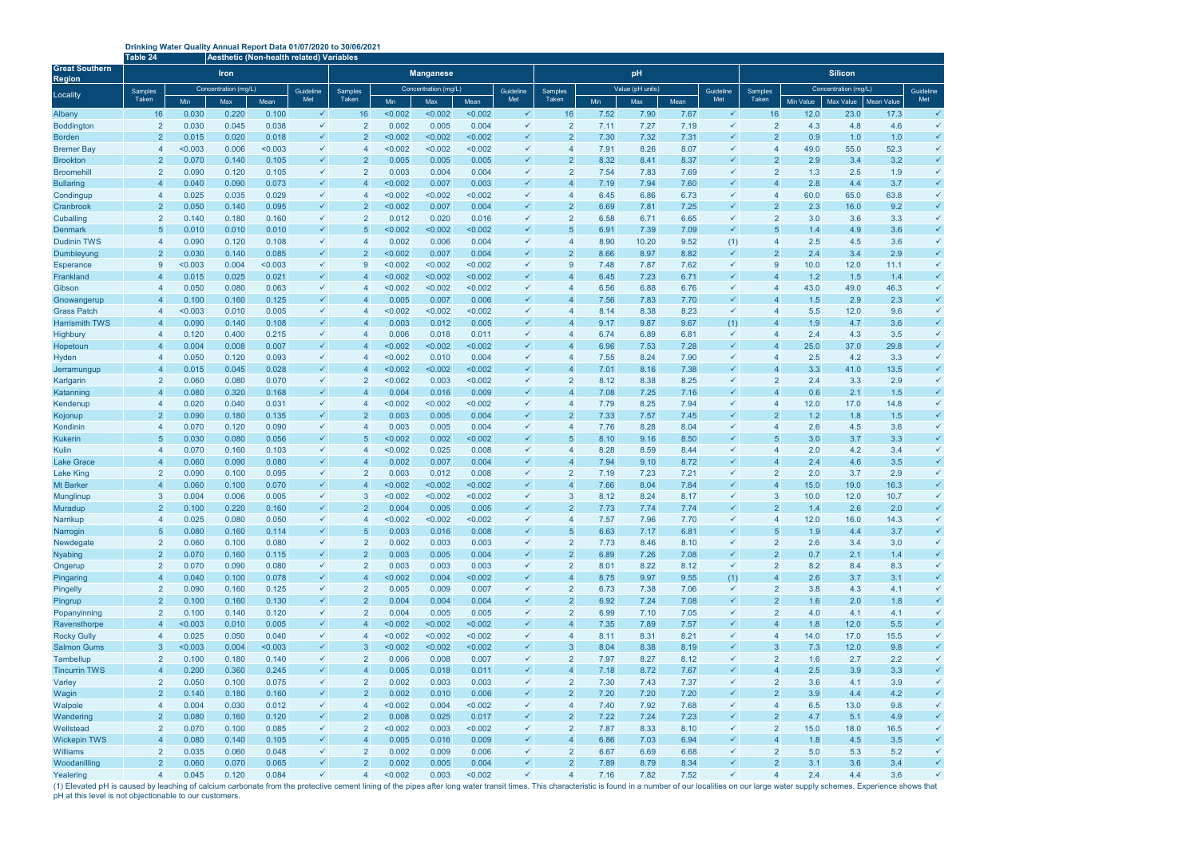**Drinking Water Quality Annual Report Data 01/07/2020 to 30/06/2021**

**Table 24** **Aesthetic (Non-health related) Variables**

| Great Southern Region | Iron | | | | | Manganese | | | | | pH | | | | | Silicon | | | | |
|---|---|---|---|---|---|---|---|---|---|---|---|---|---|---|---|---|---|---|---|---|
| Locality | Samples Taken | Concentration (mg/L) Min | Max | Mean | Guideline Met | Samples Taken | Concentration (mg/L) Min | Max | Mean | Guideline Met | Samples Taken | Value (pH units) Min | Max | Mean | Guideline Met | Samples Taken | Concentration (mg/L) Min Value | Max Value | Mean Value | Guideline Met |
| Albany | 16 | 0.030 | 0.220 | 0.100 | ✓ | 16 | <0.002 | <0.002 | <0.002 | ✓ | 16 | 7.52 | 7.90 | 7.67 | ✓ | 16 | 12.0 | 23.0 | 17.3 | ✓ |
| Boddington | 2 | 0.030 | 0.045 | 0.038 | ✓ | 2 | 0.002 | 0.005 | 0.004 | ✓ | 2 | 7.11 | 7.27 | 7.19 | ✓ | 2 | 4.3 | 4.8 | 4.6 | ✓ |
| Borden | 2 | 0.015 | 0.020 | 0.018 | ✓ | 2 | <0.002 | <0.002 | <0.002 | ✓ | 2 | 7.30 | 7.32 | 7.31 | ✓ | 2 | 0.9 | 1.0 | 1.0 | ✓ |
| Bremer Bay | 4 | <0.003 | 0.006 | <0.003 | ✓ | 4 | <0.002 | <0.002 | <0.002 | ✓ | 4 | 7.91 | 8.26 | 8.07 | ✓ | 4 | 49.0 | 55.0 | 52.3 | ✓ |
| Brookton | 2 | 0.070 | 0.140 | 0.105 | ✓ | 2 | 0.005 | 0.005 | 0.005 | ✓ | 2 | 8.32 | 8.41 | 8.37 | ✓ | 2 | 2.9 | 3.4 | 3.2 | ✓ |
| Broomehill | 2 | 0.090 | 0.120 | 0.105 | ✓ | 2 | 0.003 | 0.004 | 0.004 | ✓ | 2 | 7.54 | 7.83 | 7.69 | ✓ | 2 | 1.3 | 2.5 | 1.9 | ✓ |
| Bullaring | 4 | 0.040 | 0.090 | 0.073 | ✓ | 4 | <0.002 | 0.007 | 0.003 | ✓ | 4 | 7.19 | 7.94 | 7.60 | ✓ | 4 | 2.8 | 4.4 | 3.7 | ✓ |
| Condingup | 4 | 0.025 | 0.035 | 0.029 | ✓ | 4 | <0.002 | <0.002 | <0.002 | ✓ | 4 | 6.45 | 6.86 | 6.73 | ✓ | 4 | 60.0 | 65.0 | 63.8 | ✓ |
| Cranbrook | 2 | 0.050 | 0.140 | 0.095 | ✓ | 2 | <0.002 | 0.007 | 0.004 | ✓ | 2 | 6.69 | 7.81 | 7.25 | ✓ | 2 | 2.3 | 16.0 | 9.2 | ✓ |
| Cuballing | 2 | 0.140 | 0.180 | 0.160 | ✓ | 2 | 0.012 | 0.020 | 0.016 | ✓ | 2 | 6.58 | 6.71 | 6.65 | ✓ | 2 | 3.0 | 3.6 | 3.3 | ✓ |
| Denmark | 5 | 0.010 | 0.010 | 0.010 | ✓ | 5 | <0.002 | <0.002 | <0.002 | ✓ | 5 | 6.91 | 7.39 | 7.09 | ✓ | 5 | 1.4 | 4.9 | 3.6 | ✓ |
| Dudinin TWS | 4 | 0.090 | 0.120 | 0.108 | ✓ | 4 | 0.002 | 0.006 | 0.004 | ✓ | 4 | 8.90 | 10.20 | 9.52 | (1) | 4 | 2.5 | 4.5 | 3.6 | ✓ |
| Dumbleyung | 2 | 0.030 | 0.140 | 0.085 | ✓ | 2 | <0.002 | 0.007 | 0.004 | ✓ | 2 | 8.66 | 8.97 | 8.82 | ✓ | 2 | 2.4 | 3.4 | 2.9 | ✓ |
| Esperance | 9 | <0.003 | 0.004 | <0.003 | ✓ | 9 | <0.002 | <0.002 | <0.002 | ✓ | 9 | 7.48 | 7.87 | 7.62 | ✓ | 9 | 10.0 | 12.0 | 11.1 | ✓ |
| Frankland | 4 | 0.015 | 0.025 | 0.021 | ✓ | 4 | <0.002 | <0.002 | <0.002 | ✓ | 4 | 6.45 | 7.23 | 6.71 | ✓ | 4 | 1.2 | 1.5 | 1.4 | ✓ |
| Gibson | 4 | 0.050 | 0.080 | 0.063 | ✓ | 4 | <0.002 | <0.002 | <0.002 | ✓ | 4 | 6.56 | 6.88 | 6.76 | ✓ | 4 | 43.0 | 49.0 | 46.3 | ✓ |
| Gnowangerup | 4 | 0.100 | 0.160 | 0.125 | ✓ | 4 | 0.005 | 0.007 | 0.006 | ✓ | 4 | 7.56 | 7.83 | 7.70 | ✓ | 4 | 1.5 | 2.9 | 2.3 | ✓ |
| Grass Patch | 4 | <0.003 | 0.010 | 0.005 | ✓ | 4 | <0.002 | <0.002 | <0.002 | ✓ | 4 | 8.14 | 8.38 | 8.23 | ✓ | 4 | 5.5 | 12.0 | 9.6 | ✓ |
| Harrismith TWS | 4 | 0.090 | 0.140 | 0.108 | ✓ | 4 | 0.003 | 0.012 | 0.005 | ✓ | 4 | 9.17 | 9.87 | 9.67 | (1) | 4 | 1.9 | 4.7 | 3.6 | ✓ |
| Highbury | 4 | 0.120 | 0.400 | 0.215 | ✓ | 4 | 0.006 | 0.018 | 0.011 | ✓ | 4 | 6.74 | 6.89 | 6.81 | ✓ | 4 | 2.4 | 4.3 | 3.5 | ✓ |
| Hopetoun | 4 | 0.004 | 0.008 | 0.007 | ✓ | 4 | <0.002 | <0.002 | <0.002 | ✓ | 4 | 6.96 | 7.53 | 7.28 | ✓ | 4 | 25.0 | 37.0 | 29.8 | ✓ |
| Hyden | 4 | 0.050 | 0.120 | 0.093 | ✓ | 4 | <0.002 | 0.010 | 0.004 | ✓ | 4 | 7.55 | 8.24 | 7.90 | ✓ | 4 | 2.5 | 4.2 | 3.3 | ✓ |
| Jerramungup | 4 | 0.015 | 0.045 | 0.028 | ✓ | 4 | <0.002 | <0.002 | <0.002 | ✓ | 4 | 7.01 | 8.16 | 7.38 | ✓ | 4 | 3.3 | 41.0 | 13.5 | ✓ |
| Karlgarin | 2 | 0.060 | 0.080 | 0.070 | ✓ | 2 | <0.002 | 0.003 | <0.002 | ✓ | 2 | 8.12 | 8.38 | 8.25 | ✓ | 2 | 2.4 | 3.3 | 2.9 | ✓ |
| Katanning | 4 | 0.080 | 0.320 | 0.168 | ✓ | 4 | 0.004 | 0.016 | 0.009 | ✓ | 4 | 7.08 | 7.25 | 7.16 | ✓ | 4 | 0.6 | 2.1 | 1.5 | ✓ |
| Kendenup | 4 | 0.020 | 0.040 | 0.031 | ✓ | 4 | <0.002 | <0.002 | <0.002 | ✓ | 4 | 7.79 | 8.25 | 7.94 | ✓ | 4 | 12.0 | 17.0 | 14.8 | ✓ |
| Kojonup | 2 | 0.090 | 0.180 | 0.135 | ✓ | 2 | 0.003 | 0.005 | 0.004 | ✓ | 2 | 7.33 | 7.57 | 7.45 | ✓ | 2 | 1.2 | 1.8 | 1.5 | ✓ |
| Kondinin | 4 | 0.070 | 0.120 | 0.090 | ✓ | 4 | 0.003 | 0.005 | 0.004 | ✓ | 4 | 7.76 | 8.28 | 8.04 | ✓ | 4 | 2.6 | 4.5 | 3.6 | ✓ |
| Kukerin | 5 | 0.030 | 0.080 | 0.056 | ✓ | 5 | <0.002 | 0.002 | <0.002 | ✓ | 5 | 8.10 | 9.16 | 8.50 | ✓ | 5 | 3.0 | 3.7 | 3.3 | ✓ |
| Kulin | 4 | 0.070 | 0.160 | 0.103 | ✓ | 4 | <0.002 | 0.025 | 0.008 | ✓ | 4 | 8.28 | 8.59 | 8.44 | ✓ | 4 | 2.0 | 4.2 | 3.4 | ✓ |
| Lake Grace | 4 | 0.060 | 0.090 | 0.080 | ✓ | 4 | 0.002 | 0.007 | 0.004 | ✓ | 4 | 7.94 | 9.10 | 8.72 | ✓ | 4 | 2.4 | 4.6 | 3.5 | ✓ |
| Lake King | 2 | 0.090 | 0.100 | 0.095 | ✓ | 2 | 0.003 | 0.012 | 0.008 | ✓ | 2 | 7.19 | 7.23 | 7.21 | ✓ | 2 | 2.0 | 3.7 | 2.9 | ✓ |
| Mt Barker | 4 | 0.060 | 0.100 | 0.070 | ✓ | 4 | <0.002 | <0.002 | <0.002 | ✓ | 4 | 7.66 | 8.04 | 7.84 | ✓ | 4 | 15.0 | 19.0 | 16.3 | ✓ |
| Munglinup | 3 | 0.004 | 0.006 | 0.005 | ✓ | 3 | <0.002 | <0.002 | <0.002 | ✓ | 3 | 8.12 | 8.24 | 8.17 | ✓ | 3 | 10.0 | 12.0 | 10.7 | ✓ |
| Muradup | 2 | 0.100 | 0.220 | 0.160 | ✓ | 2 | 0.004 | 0.005 | 0.005 | ✓ | 2 | 7.73 | 7.74 | 7.74 | ✓ | 2 | 1.4 | 2.6 | 2.0 | ✓ |
| Narrikup | 4 | 0.025 | 0.080 | 0.050 | ✓ | 4 | <0.002 | <0.002 | <0.002 | ✓ | 4 | 7.57 | 7.96 | 7.70 | ✓ | 4 | 12.0 | 16.0 | 14.3 | ✓ |
| Narrogin | 5 | 0.080 | 0.160 | 0.114 | ✓ | 5 | 0.003 | 0.016 | 0.008 | ✓ | 5 | 6.63 | 7.17 | 6.81 | ✓ | 5 | 1.9 | 4.4 | 3.7 | ✓ |
| Newdegate | 2 | 0.060 | 0.100 | 0.080 | ✓ | 2 | 0.002 | 0.003 | 0.003 | ✓ | 2 | 7.73 | 8.46 | 8.10 | ✓ | 2 | 2.6 | 3.4 | 3.0 | ✓ |
| Nyabing | 2 | 0.070 | 0.160 | 0.115 | ✓ | 2 | 0.003 | 0.005 | 0.004 | ✓ | 2 | 6.89 | 7.26 | 7.08 | ✓ | 2 | 0.7 | 2.1 | 1.4 | ✓ |
| Ongerup | 2 | 0.070 | 0.090 | 0.080 | ✓ | 2 | 0.003 | 0.003 | 0.003 | ✓ | 2 | 8.01 | 8.22 | 8.12 | ✓ | 2 | 8.2 | 8.4 | 8.3 | ✓ |
| Pingaring | 4 | 0.040 | 0.100 | 0.078 | ✓ | 4 | <0.002 | 0.004 | <0.002 | ✓ | 4 | 8.75 | 9.97 | 9.55 | (1) | 4 | 2.6 | 3.7 | 3.1 | ✓ |
| Pingelly | 2 | 0.090 | 0.160 | 0.125 | ✓ | 2 | 0.005 | 0.009 | 0.007 | ✓ | 2 | 6.73 | 7.38 | 7.06 | ✓ | 2 | 3.8 | 4.3 | 4.1 | ✓ |
| Pingrup | 2 | 0.100 | 0.160 | 0.130 | ✓ | 2 | 0.004 | 0.004 | 0.004 | ✓ | 2 | 6.92 | 7.24 | 7.08 | ✓ | 2 | 1.6 | 2.0 | 1.8 | ✓ |
| Popanyinning | 2 | 0.100 | 0.140 | 0.120 | ✓ | 2 | 0.004 | 0.005 | 0.005 | ✓ | 2 | 6.99 | 7.10 | 7.05 | ✓ | 2 | 4.0 | 4.1 | 4.1 | ✓ |
| Ravensthorpe | 4 | <0.003 | 0.010 | 0.005 | ✓ | 4 | <0.002 | <0.002 | <0.002 | ✓ | 4 | 7.35 | 7.89 | 7.57 | ✓ | 4 | 1.8 | 12.0 | 5.5 | ✓ |
| Rocky Gully | 4 | 0.025 | 0.050 | 0.040 | ✓ | 4 | <0.002 | <0.002 | <0.002 | ✓ | 4 | 8.11 | 8.31 | 8.21 | ✓ | 4 | 14.0 | 17.0 | 15.5 | ✓ |
| Salmon Gums | 3 | <0.003 | 0.004 | <0.003 | ✓ | 3 | <0.002 | <0.002 | <0.002 | ✓ | 3 | 8.04 | 8.38 | 8.19 | ✓ | 3 | 7.3 | 12.0 | 9.8 | ✓ |
| Tambellup | 2 | 0.100 | 0.180 | 0.140 | ✓ | 2 | 0.006 | 0.008 | 0.007 | ✓ | 2 | 7.97 | 8.27 | 8.12 | ✓ | 2 | 1.6 | 2.7 | 2.2 | ✓ |
| Tincurrin TWS | 4 | 0.200 | 0.360 | 0.245 | ✓ | 4 | 0.005 | 0.018 | 0.011 | ✓ | 4 | 7.18 | 8.72 | 7.67 | ✓ | 4 | 2.5 | 3.9 | 3.3 | ✓ |
| Varley | 2 | 0.050 | 0.100 | 0.075 | ✓ | 2 | 0.002 | 0.003 | 0.003 | ✓ | 2 | 7.30 | 7.43 | 7.37 | ✓ | 2 | 3.6 | 4.1 | 3.9 | ✓ |
| Wagin | 2 | 0.140 | 0.180 | 0.160 | ✓ | 2 | 0.002 | 0.010 | 0.006 | ✓ | 2 | 7.20 | 7.20 | 7.20 | ✓ | 2 | 3.9 | 4.4 | 4.2 | ✓ |
| Walpole | 4 | 0.004 | 0.030 | 0.012 | ✓ | 4 | <0.002 | 0.004 | <0.002 | ✓ | 4 | 7.40 | 7.92 | 7.68 | ✓ | 4 | 6.5 | 13.0 | 9.8 | ✓ |
| Wandering | 2 | 0.080 | 0.160 | 0.120 | ✓ | 2 | 0.008 | 0.025 | 0.017 | ✓ | 2 | 7.22 | 7.24 | 7.23 | ✓ | 2 | 4.7 | 5.1 | 4.9 | ✓ |
| Wellstead | 2 | 0.070 | 0.100 | 0.085 | ✓ | 2 | <0.002 | 0.003 | <0.002 | ✓ | 2 | 7.87 | 8.33 | 8.10 | ✓ | 2 | 15.0 | 18.0 | 16.5 | ✓ |
| Wickepin TWS | 4 | 0.080 | 0.140 | 0.105 | ✓ | 4 | 0.005 | 0.016 | 0.009 | ✓ | 4 | 6.86 | 7.03 | 6.94 | ✓ | 4 | 1.8 | 4.5 | 3.5 | ✓ |
| Williams | 2 | 0.035 | 0.060 | 0.048 | ✓ | 2 | 0.002 | 0.009 | 0.006 | ✓ | 2 | 6.67 | 6.69 | 6.68 | ✓ | 2 | 5.0 | 5.3 | 5.2 | ✓ |
| Woodanilling | 2 | 0.060 | 0.070 | 0.065 | ✓ | 2 | 0.002 | 0.005 | 0.004 | ✓ | 2 | 7.89 | 8.79 | 8.34 | ✓ | 2 | 3.1 | 3.6 | 3.4 | ✓ |
| Yealering | 4 | 0.045 | 0.120 | 0.084 | ✓ | 4 | <0.002 | 0.003 | <0.002 | ✓ | 4 | 7.16 | 7.82 | 7.52 | ✓ | 4 | 2.4 | 4.4 | 3.6 | ✓ |

(1) Elevated pH is caused by leaching of calcium carbonate from the protective cement lining of the pipes after long water transit times. This characteristic is found in a number of our localities on our large water supply schemes. Experience shows that pH at this level is not objectionable to our customers.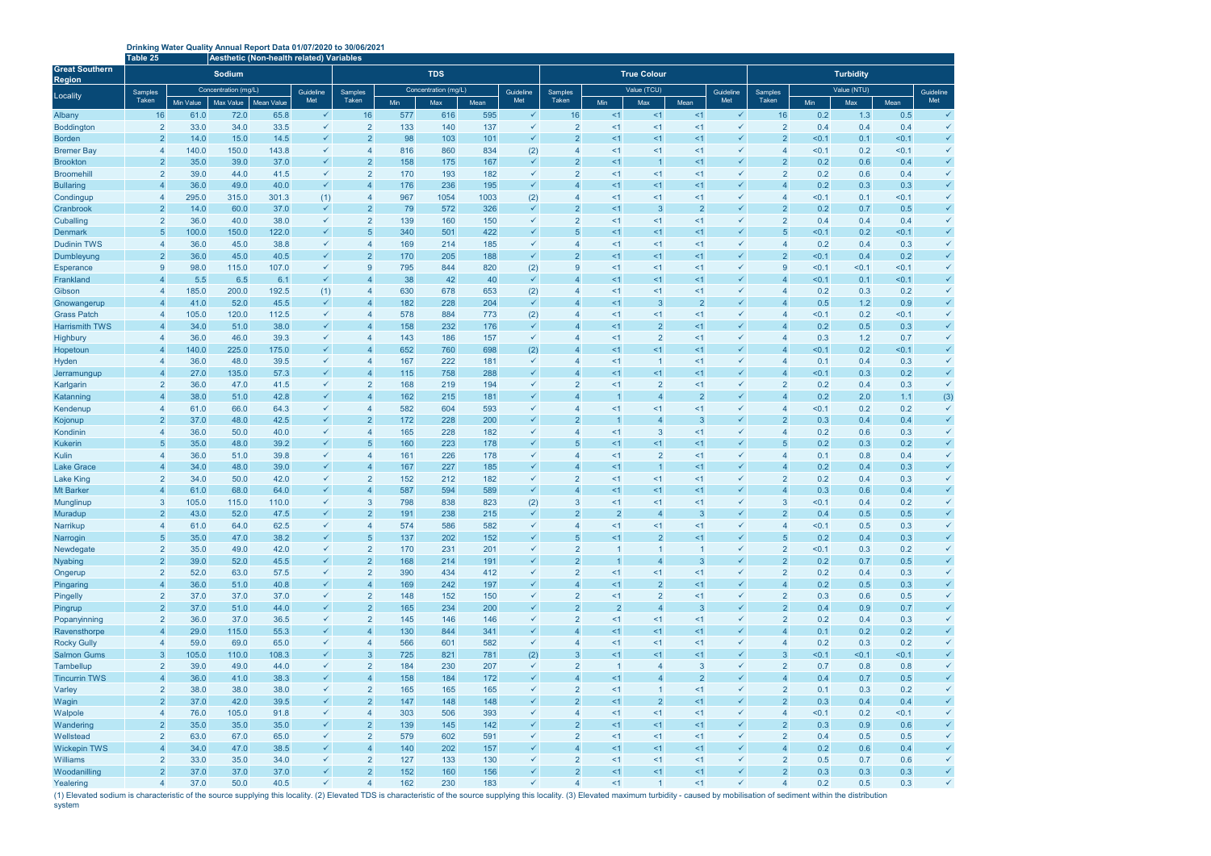**Drinking Water Quality Annual Report Data 01/07/2020 to 30/06/2021**

**Table 25** **Aesthetic (Non-health related) Variables**

| Great Southern Region | Sodium | | | | | TDS | | | | | True Colour | | | | | Turbidity | | | | |
|---|---|---|---|---|---|---|---|---|---|---|---|---|---|---|---|---|---|---|---|---|
| Locality | Samples Taken | Concentration (mg/L) Min Value | Max Value | Mean Value | Guideline Met | Samples Taken | Concentration (mg/L) Min | Max | Mean | Guideline Met | Samples Taken | Value (TCU) Min | Max | Mean | Guideline Met | Samples Taken | Value (NTU) Min | Max | Mean | Guideline Met |
| Albany | 16 | 61.0 | 72.0 | 65.8 | ✓ | 16 | 577 | 616 | 595 | ✓ | 16 | <1 | <1 | <1 | ✓ | 16 | 0.2 | 1.3 | 0.5 | ✓ |
| Boddington | 2 | 33.0 | 34.0 | 33.5 | ✓ | 2 | 133 | 140 | 137 | ✓ | 2 | <1 | <1 | <1 | ✓ | 2 | 0.4 | 0.4 | 0.4 | ✓ |
| Borden | 2 | 14.0 | 15.0 | 14.5 | ✓ | 2 | 98 | 103 | 101 | ✓ | 2 | <1 | <1 | <1 | ✓ | 2 | <0.1 | 0.1 | <0.1 | ✓ |
| Bremer Bay | 4 | 140.0 | 150.0 | 143.8 | ✓ | 4 | 816 | 860 | 834 | (2) | 4 | <1 | <1 | <1 | ✓ | 4 | <0.1 | 0.2 | <0.1 | ✓ |
| Brookton | 2 | 35.0 | 39.0 | 37.0 | ✓ | 2 | 158 | 175 | 167 | ✓ | 2 | <1 | 1 | <1 | ✓ | 2 | 0.2 | 0.6 | 0.4 | ✓ |
| Broomehill | 2 | 39.0 | 44.0 | 41.5 | ✓ | 2 | 170 | 193 | 182 | ✓ | 2 | <1 | <1 | <1 | ✓ | 2 | 0.2 | 0.6 | 0.4 | ✓ |
| Bullaring | 4 | 36.0 | 49.0 | 40.0 | ✓ | 4 | 176 | 236 | 195 | ✓ | 4 | <1 | <1 | <1 | ✓ | 4 | 0.2 | 0.3 | 0.3 | ✓ |
| Condingup | 4 | 295.0 | 315.0 | 301.3 | (1) | 4 | 967 | 1054 | 1003 | (2) | 4 | <1 | <1 | <1 | ✓ | 4 | <0.1 | 0.1 | <0.1 | ✓ |
| Cranbrook | 2 | 14.0 | 60.0 | 37.0 | ✓ | 2 | 79 | 572 | 326 | ✓ | 2 | <1 | 3 | 2 | ✓ | 2 | 0.2 | 0.7 | 0.5 | ✓ |
| Cuballing | 2 | 36.0 | 40.0 | 38.0 | ✓ | 2 | 139 | 160 | 150 | ✓ | 2 | <1 | <1 | <1 | ✓ | 2 | 0.4 | 0.4 | 0.4 | ✓ |
| Denmark | 5 | 100.0 | 150.0 | 122.0 | ✓ | 5 | 340 | 501 | 422 | ✓ | 5 | <1 | <1 | <1 | ✓ | 5 | <0.1 | 0.2 | <0.1 | ✓ |
| Dudinin TWS | 4 | 36.0 | 45.0 | 38.8 | ✓ | 4 | 169 | 214 | 185 | ✓ | 4 | <1 | <1 | <1 | ✓ | 4 | 0.2 | 0.4 | 0.3 | ✓ |
| Dumbleyung | 2 | 36.0 | 45.0 | 40.5 | ✓ | 2 | 170 | 205 | 188 | ✓ | 2 | <1 | <1 | <1 | ✓ | 2 | <0.1 | 0.4 | 0.2 | ✓ |
| Esperance | 9 | 98.0 | 115.0 | 107.0 | ✓ | 9 | 795 | 844 | 820 | (2) | 9 | <1 | <1 | <1 | ✓ | 9 | <0.1 | <0.1 | <0.1 | ✓ |
| Frankland | 4 | 5.5 | 6.5 | 6.1 | ✓ | 4 | 38 | 42 | 40 | ✓ | 4 | <1 | <1 | <1 | ✓ | 4 | <0.1 | 0.1 | <0.1 | ✓ |
| Gibson | 4 | 185.0 | 200.0 | 192.5 | (1) | 4 | 630 | 678 | 653 | (2) | 4 | <1 | <1 | <1 | ✓ | 4 | 0.2 | 0.3 | 0.2 | ✓ |
| Gnowangerup | 4 | 41.0 | 52.0 | 45.5 | ✓ | 4 | 182 | 228 | 204 | ✓ | 4 | <1 | 3 | 2 | ✓ | 4 | 0.5 | 1.2 | 0.9 | ✓ |
| Grass Patch | 4 | 105.0 | 120.0 | 112.5 | ✓ | 4 | 578 | 884 | 773 | (2) | 4 | <1 | <1 | <1 | ✓ | 4 | <0.1 | 0.2 | <0.1 | ✓ |
| Harrismith TWS | 4 | 34.0 | 51.0 | 38.0 | ✓ | 4 | 158 | 232 | 176 | ✓ | 4 | <1 | 2 | <1 | ✓ | 4 | 0.2 | 0.5 | 0.3 | ✓ |
| Highbury | 4 | 36.0 | 46.0 | 39.3 | ✓ | 4 | 143 | 186 | 157 | ✓ | 4 | <1 | 2 | <1 | ✓ | 4 | 0.3 | 1.2 | 0.7 | ✓ |
| Hopetoun | 4 | 140.0 | 225.0 | 175.0 | ✓ | 4 | 652 | 760 | 698 | (2) | 4 | <1 | <1 | <1 | ✓ | 4 | <0.1 | 0.2 | <0.1 | ✓ |
| Hyden | 4 | 36.0 | 48.0 | 39.5 | ✓ | 4 | 167 | 222 | 181 | ✓ | 4 | <1 | 1 | <1 | ✓ | 4 | 0.1 | 0.4 | 0.3 | ✓ |
| Jerramungup | 4 | 27.0 | 135.0 | 57.3 | ✓ | 4 | 115 | 758 | 288 | ✓ | 4 | <1 | <1 | <1 | ✓ | 4 | <0.1 | 0.3 | 0.2 | ✓ |
| Karlgarin | 2 | 36.0 | 47.0 | 41.5 | ✓ | 2 | 168 | 219 | 194 | ✓ | 2 | <1 | 2 | <1 | ✓ | 2 | 0.2 | 0.4 | 0.3 | ✓ |
| Katanning | 4 | 38.0 | 51.0 | 42.8 | ✓ | 4 | 162 | 215 | 181 | ✓ | 4 | 1 | 4 | 2 | ✓ | 4 | 0.2 | 2.0 | 1.1 | (3) |
| Kendenup | 4 | 61.0 | 66.0 | 64.3 | ✓ | 4 | 582 | 604 | 593 | ✓ | 4 | <1 | <1 | <1 | ✓ | 4 | <0.1 | 0.2 | 0.2 | ✓ |
| Kojonup | 2 | 37.0 | 48.0 | 42.5 | ✓ | 2 | 172 | 228 | 200 | ✓ | 2 | 1 | 4 | 3 | ✓ | 2 | 0.3 | 0.4 | 0.4 | ✓ |
| Kondinin | 4 | 36.0 | 50.0 | 40.0 | ✓ | 4 | 165 | 228 | 182 | ✓ | 4 | <1 | 3 | <1 | ✓ | 4 | 0.2 | 0.6 | 0.3 | ✓ |
| Kukerin | 5 | 35.0 | 48.0 | 39.2 | ✓ | 5 | 160 | 223 | 178 | ✓ | 5 | <1 | <1 | <1 | ✓ | 5 | 0.2 | 0.3 | 0.2 | ✓ |
| Kulin | 4 | 36.0 | 51.0 | 39.8 | ✓ | 4 | 161 | 226 | 178 | ✓ | 4 | <1 | 2 | <1 | ✓ | 4 | 0.1 | 0.8 | 0.4 | ✓ |
| Lake Grace | 4 | 34.0 | 48.0 | 39.0 | ✓ | 4 | 167 | 227 | 185 | ✓ | 4 | <1 | 1 | <1 | ✓ | 4 | 0.2 | 0.4 | 0.3 | ✓ |
| Lake King | 2 | 34.0 | 50.0 | 42.0 | ✓ | 2 | 152 | 212 | 182 | ✓ | 2 | <1 | <1 | <1 | ✓ | 2 | 0.2 | 0.4 | 0.3 | ✓ |
| Mt Barker | 4 | 61.0 | 68.0 | 64.0 | ✓ | 4 | 587 | 594 | 589 | ✓ | 4 | <1 | <1 | <1 | ✓ | 4 | 0.3 | 0.6 | 0.4 | ✓ |
| Munglinup | 3 | 105.0 | 115.0 | 110.0 | ✓ | 3 | 798 | 838 | 823 | (2) | 3 | <1 | <1 | <1 | ✓ | 3 | <0.1 | 0.4 | 0.2 | ✓ |
| Muradup | 2 | 43.0 | 52.0 | 47.5 | ✓ | 2 | 191 | 238 | 215 | ✓ | 2 | 2 | 4 | 3 | ✓ | 2 | 0.4 | 0.5 | 0.5 | ✓ |
| Narrikup | 4 | 61.0 | 64.0 | 62.5 | ✓ | 4 | 574 | 586 | 582 | ✓ | 4 | <1 | <1 | <1 | ✓ | 4 | <0.1 | 0.5 | 0.3 | ✓ |
| Narrogin | 5 | 35.0 | 47.0 | 38.2 | ✓ | 5 | 137 | 202 | 152 | ✓ | 5 | <1 | 2 | <1 | ✓ | 5 | 0.2 | 0.4 | 0.3 | ✓ |
| Newdegate | 2 | 35.0 | 49.0 | 42.0 | ✓ | 2 | 170 | 231 | 201 | ✓ | 2 | 1 | 1 | 1 | ✓ | 2 | <0.1 | 0.3 | 0.2 | ✓ |
| Nyabing | 2 | 39.0 | 52.0 | 45.5 | ✓ | 2 | 168 | 214 | 191 | ✓ | 2 | 1 | 4 | 3 | ✓ | 2 | 0.2 | 0.7 | 0.5 | ✓ |
| Ongerup | 2 | 52.0 | 63.0 | 57.5 | ✓ | 2 | 390 | 434 | 412 | ✓ | 2 | <1 | <1 | <1 | ✓ | 2 | 0.2 | 0.4 | 0.3 | ✓ |
| Pingaring | 4 | 36.0 | 51.0 | 40.8 | ✓ | 4 | 169 | 242 | 197 | ✓ | 4 | <1 | 2 | <1 | ✓ | 4 | 0.2 | 0.5 | 0.3 | ✓ |
| Pingelly | 2 | 37.0 | 37.0 | 37.0 | ✓ | 2 | 148 | 152 | 150 | ✓ | 2 | <1 | 2 | <1 | ✓ | 2 | 0.3 | 0.6 | 0.5 | ✓ |
| Pingrup | 2 | 37.0 | 51.0 | 44.0 | ✓ | 2 | 165 | 234 | 200 | ✓ | 2 | 2 | 4 | 3 | ✓ | 2 | 0.4 | 0.9 | 0.7 | ✓ |
| Popanyinning | 2 | 36.0 | 37.0 | 36.5 | ✓ | 2 | 145 | 146 | 146 | ✓ | 2 | <1 | <1 | <1 | ✓ | 2 | 0.2 | 0.4 | 0.3 | ✓ |
| Ravensthorpe | 4 | 29.0 | 115.0 | 55.3 | ✓ | 4 | 130 | 844 | 341 | ✓ | 4 | <1 | <1 | <1 | ✓ | 4 | 0.1 | 0.2 | 0.2 | ✓ |
| Rocky Gully | 4 | 59.0 | 69.0 | 65.0 | ✓ | 4 | 566 | 601 | 582 | ✓ | 4 | <1 | <1 | <1 | ✓ | 4 | 0.2 | 0.3 | 0.2 | ✓ |
| Salmon Gums | 3 | 105.0 | 110.0 | 108.3 | ✓ | 3 | 725 | 821 | 781 | (2) | 3 | <1 | <1 | <1 | ✓ | 3 | <0.1 | <0.1 | <0.1 | ✓ |
| Tambellup | 2 | 39.0 | 49.0 | 44.0 | ✓ | 2 | 184 | 230 | 207 | ✓ | 2 | 1 | 4 | 3 | ✓ | 2 | 0.7 | 0.8 | 0.8 | ✓ |
| Tincurrin TWS | 4 | 36.0 | 41.0 | 38.3 | ✓ | 4 | 158 | 184 | 172 | ✓ | 4 | <1 | 4 | 2 | ✓ | 4 | 0.4 | 0.7 | 0.5 | ✓ |
| Varley | 2 | 38.0 | 38.0 | 38.0 | ✓ | 2 | 165 | 165 | 165 | ✓ | 2 | <1 | 1 | <1 | ✓ | 2 | 0.1 | 0.3 | 0.2 | ✓ |
| Wagin | 2 | 37.0 | 42.0 | 39.5 | ✓ | 2 | 147 | 148 | 148 | ✓ | 2 | <1 | 2 | <1 | ✓ | 2 | 0.3 | 0.4 | 0.4 | ✓ |
| Walpole | 4 | 76.0 | 105.0 | 91.8 | ✓ | 4 | 303 | 506 | 393 | ✓ | 4 | <1 | <1 | <1 | ✓ | 4 | <0.1 | 0.2 | <0.1 | ✓ |
| Wandering | 2 | 35.0 | 35.0 | 35.0 | ✓ | 2 | 139 | 145 | 142 | ✓ | 2 | <1 | <1 | <1 | ✓ | 2 | 0.3 | 0.9 | 0.6 | ✓ |
| Wellstead | 2 | 63.0 | 67.0 | 65.0 | ✓ | 2 | 579 | 602 | 591 | ✓ | 2 | <1 | <1 | <1 | ✓ | 2 | 0.4 | 0.5 | 0.5 | ✓ |
| Wickepin TWS | 4 | 34.0 | 47.0 | 38.5 | ✓ | 4 | 140 | 202 | 157 | ✓ | 4 | <1 | <1 | <1 | ✓ | 4 | 0.2 | 0.6 | 0.4 | ✓ |
| Williams | 2 | 33.0 | 35.0 | 34.0 | ✓ | 2 | 127 | 133 | 130 | ✓ | 2 | <1 | <1 | <1 | ✓ | 2 | 0.5 | 0.7 | 0.6 | ✓ |
| Woodanilling | 2 | 37.0 | 37.0 | 37.0 | ✓ | 2 | 152 | 160 | 156 | ✓ | 2 | <1 | <1 | <1 | ✓ | 2 | 0.3 | 0.3 | 0.3 | ✓ |
| Yealering | 4 | 37.0 | 50.0 | 40.5 | ✓ | 4 | 162 | 230 | 183 | ✓ | 4 | <1 | 1 | <1 | ✓ | 4 | 0.2 | 0.5 | 0.3 | ✓ |

(1) Elevated sodium is characteristic of the source supplying this locality. (2) Elevated TDS is characteristic of the source supplying this locality. (3) Elevated maximum turbidity - caused by mobilisation of sediment within the distribution system